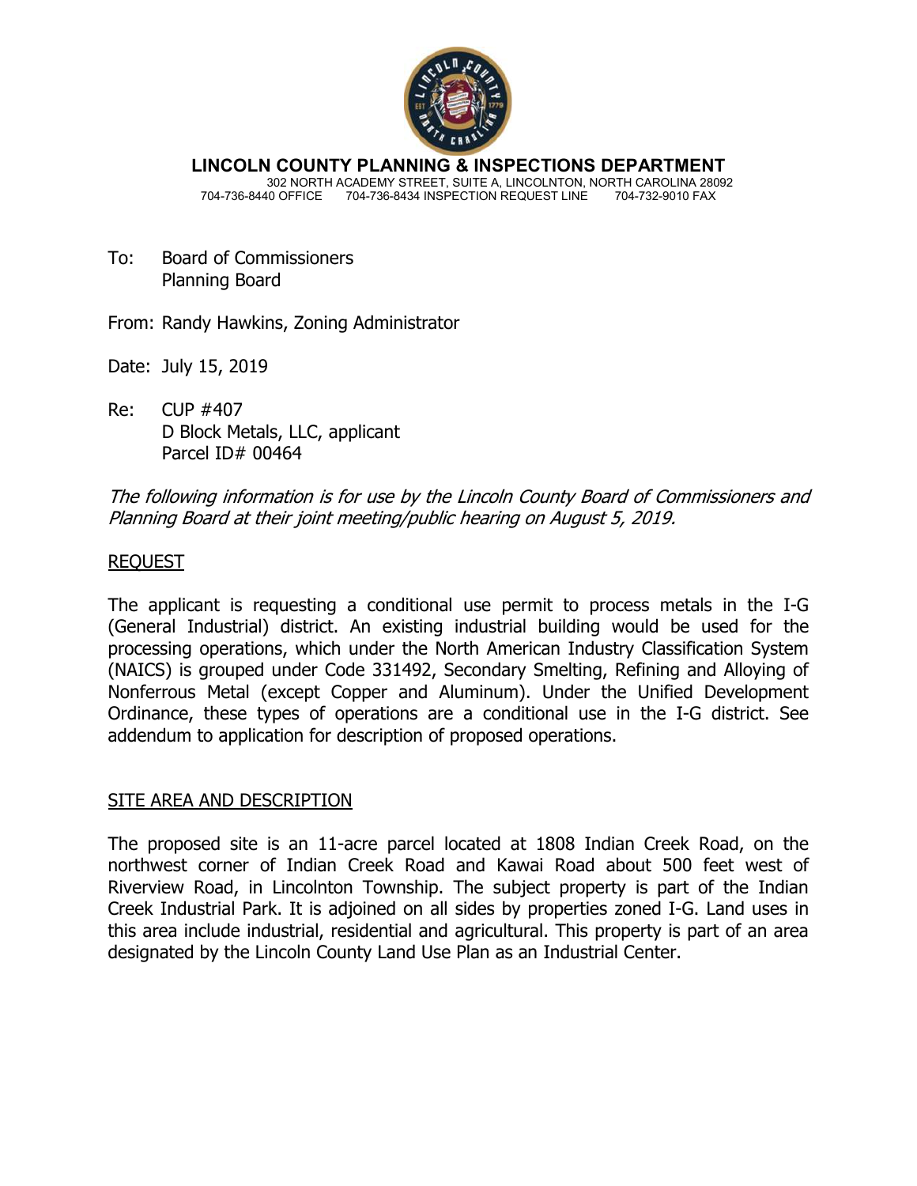**LINCOLN COUNTY PLANNING & INSPECTIONS DEPARTMENT**

302 NORTH ACADEMY STREET, SUITE A, LINCOLNTON, NORTH CAROLINA 28092
704-736-8440 OFFICE 704-736-8434 INSPECTION REQUEST LINE 704-732-9010 FAX

To: Board of Commissioners
Planning Board

From: Randy Hawkins, Zoning Administrator

Date: July 15, 2019

Re: CUP #407
D Block Metals, LLC, applicant
Parcel ID# 00464

*The following information is for use by the Lincoln County Board of Commissioners and Planning Board at their joint meeting/public hearing on August 5, 2019.*

## REQUEST

The applicant is requesting a conditional use permit to process metals in the I-G (General Industrial) district. An existing industrial building would be used for the processing operations, which under the North American Industry Classification System (NAICS) is grouped under Code 331492, Secondary Smelting, Refining and Alloying of Nonferrous Metal (except Copper and Aluminum). Under the Unified Development Ordinance, these types of operations are a conditional use in the I-G district. See addendum to application for description of proposed operations.

## SITE AREA AND DESCRIPTION

The proposed site is an 11-acre parcel located at 1808 Indian Creek Road, on the northwest corner of Indian Creek Road and Kawai Road about 500 feet west of Riverview Road, in Lincolnton Township. The subject property is part of the Indian Creek Industrial Park. It is adjoined on all sides by properties zoned I-G. Land uses in this area include industrial, residential and agricultural. This property is part of an area designated by the Lincoln County Land Use Plan as an Industrial Center.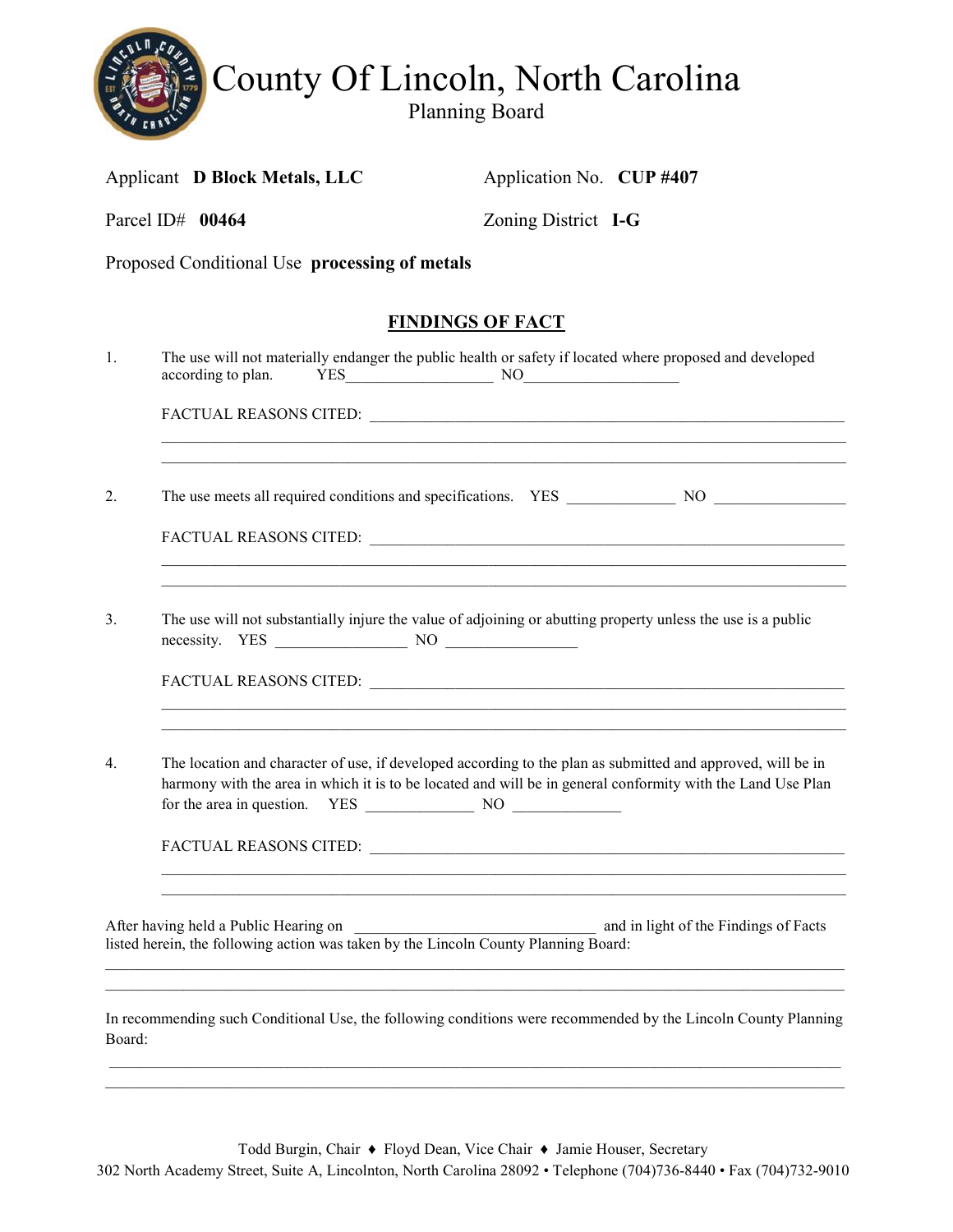# County Of Lincoln, North Carolina

## Planning Board

Applicant **D Block Metals, LLC** Application No. **CUP #407**

Parcel ID# **00464** Zoning District **I-G**

Proposed Conditional Use **processing of metals**

### FINDINGS OF FACT

1. The use will not materially endanger the public health or safety if located where proposed and developed according to plan. YES__________________ NO___________________

   FACTUAL REASONS CITED: ____________________________________________________________
   ________________________________________________________________________________
   ________________________________________________________________________________

2. The use meets all required conditions and specifications. YES _____________ NO ________________

   FACTUAL REASONS CITED: ____________________________________________________________
   ________________________________________________________________________________
   ________________________________________________________________________________

3. The use will not substantially injure the value of adjoining or abutting property unless the use is a public necessity. YES ________________ NO ________________

   FACTUAL REASONS CITED: ____________________________________________________________
   ________________________________________________________________________________
   ________________________________________________________________________________

4. The location and character of use, if developed according to the plan as submitted and approved, will be in harmony with the area in which it is to be located and will be in general conformity with the Land Use Plan for the area in question. YES _____________ NO _____________

   FACTUAL REASONS CITED: ____________________________________________________________
   ________________________________________________________________________________
   ________________________________________________________________________________

After having held a Public Hearing on ______________________________ and in light of the Findings of Facts listed herein, the following action was taken by the Lincoln County Planning Board:
__________________________________________________________________________________________
__________________________________________________________________________________________

In recommending such Conditional Use, the following conditions were recommended by the Lincoln County Planning Board:
__________________________________________________________________________________________
__________________________________________________________________________________________

Todd Burgin, Chair ♦ Floyd Dean, Vice Chair ♦ Jamie Houser, Secretary
302 North Academy Street, Suite A, Lincolnton, North Carolina 28092 • Telephone (704)736-8440 • Fax (704)732-9010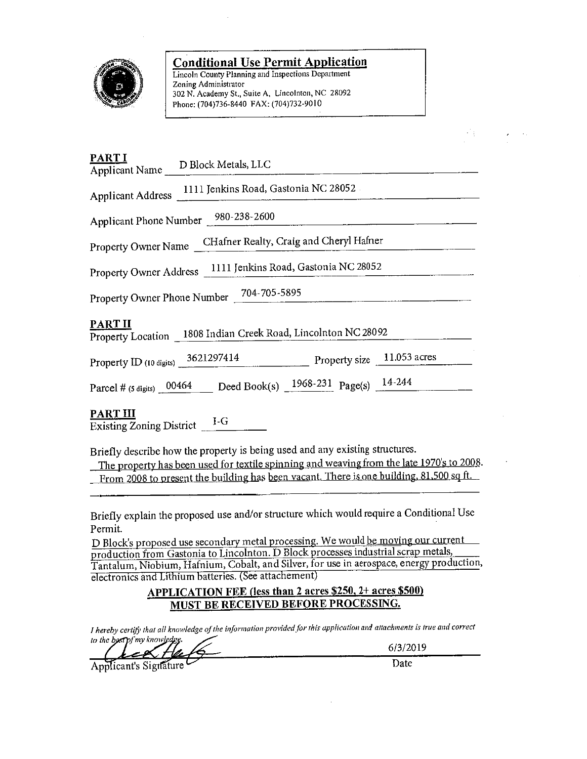# Conditional Use Permit Application

Lincoln County Planning and Inspections Department
Zoning Administrator
302 N. Academy St., Suite A, Lincolnton, NC 28092
Phone: (704)736-8440 FAX: (704)732-9010

## PART I

Applicant Name: D Block Metals, LLC

Applicant Address: 1111 Jenkins Road, Gastonia NC 28052

Applicant Phone Number: 980-238-2600

Property Owner Name: CHafner Realty, Craig and Cheryl Hafner

Property Owner Address: 1111 Jenkins Road, Gastonia NC 28052

Property Owner Phone Number: 704-705-5895

## PART II

Property Location: 1808 Indian Creek Road, Lincolnton NC 28092

Property ID (10 digits): 3621297414 Property size: 11.053 acres

Parcel # (5 digits): 00464 Deed Book(s): 1968-231 Page(s): 14-244

## PART III

Existing Zoning District: I-G

Briefly describe how the property is being used and any existing structures.

The property has been used for textile spinning and weaving from the late 1970's to 2008. From 2008 to present the building has been vacant. There is one building, 81,500 sq ft.

Briefly explain the proposed use and/or structure which would require a Conditional Use Permit.

D Block's proposed use secondary metal processing. We would be moving our current production from Gastonia to Lincolnton. D Block processes industrial scrap metals, Tantalum, Niobium, Hafnium, Cobalt, and Silver, for use in aerospace, energy production, electronics and Lithium batteries. (See attachement)

**APPLICATION FEE (less than 2 acres $250, 2+ acres $500) MUST BE RECEIVED BEFORE PROCESSING.**

*I hereby certify that all knowledge of the information provided for this application and attachments is true and correct to the best of my knowledge.*

Applicant's Signature: [signature] Date: 6/3/2019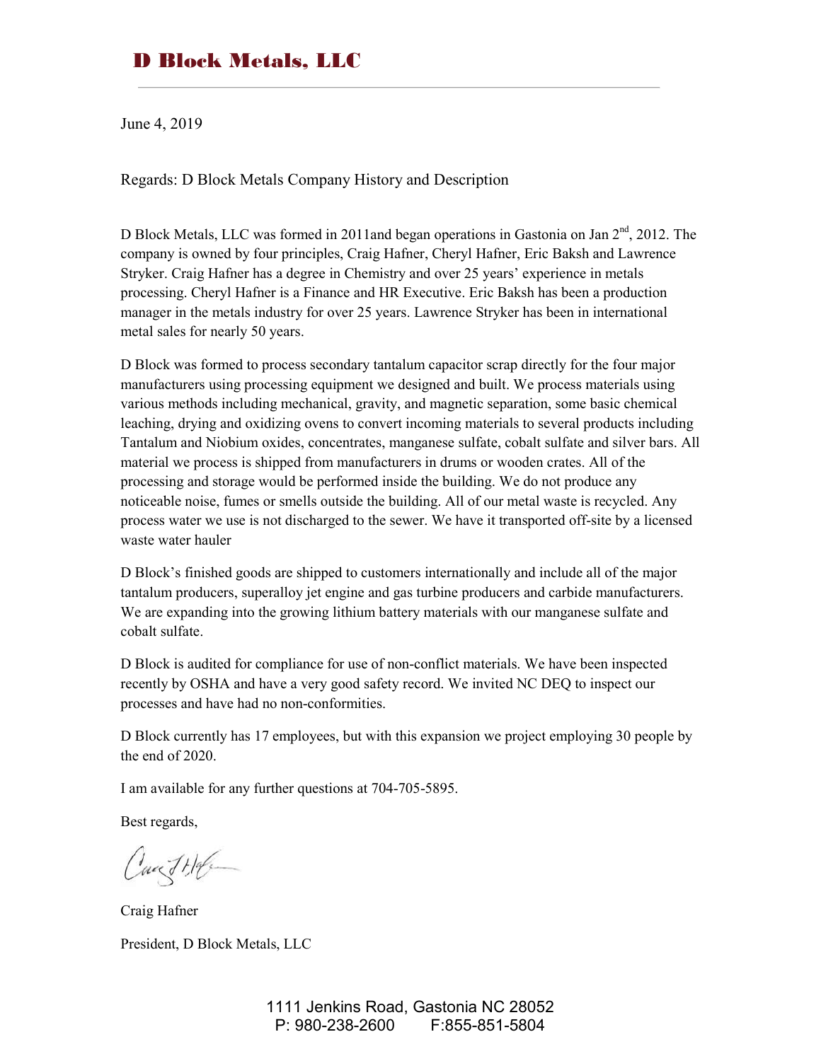# D Block Metals, LLC

June 4, 2019

Regards: D Block Metals Company History and Description

D Block Metals, LLC was formed in 2011and began operations in Gastonia on Jan 2nd, 2012. The company is owned by four principles, Craig Hafner, Cheryl Hafner, Eric Baksh and Lawrence Stryker. Craig Hafner has a degree in Chemistry and over 25 years' experience in metals processing. Cheryl Hafner is a Finance and HR Executive. Eric Baksh has been a production manager in the metals industry for over 25 years. Lawrence Stryker has been in international metal sales for nearly 50 years.

D Block was formed to process secondary tantalum capacitor scrap directly for the four major manufacturers using processing equipment we designed and built. We process materials using various methods including mechanical, gravity, and magnetic separation, some basic chemical leaching, drying and oxidizing ovens to convert incoming materials to several products including Tantalum and Niobium oxides, concentrates, manganese sulfate, cobalt sulfate and silver bars. All material we process is shipped from manufacturers in drums or wooden crates. All of the processing and storage would be performed inside the building. We do not produce any noticeable noise, fumes or smells outside the building. All of our metal waste is recycled. Any process water we use is not discharged to the sewer. We have it transported off-site by a licensed waste water hauler

D Block's finished goods are shipped to customers internationally and include all of the major tantalum producers, superalloy jet engine and gas turbine producers and carbide manufacturers. We are expanding into the growing lithium battery materials with our manganese sulfate and cobalt sulfate.

D Block is audited for compliance for use of non-conflict materials. We have been inspected recently by OSHA and have a very good safety record. We invited NC DEQ to inspect our processes and have had no non-conformities.

D Block currently has 17 employees, but with this expansion we project employing 30 people by the end of 2020.

I am available for any further questions at 704-705-5895.

Best regards,

Craig Hafner

President, D Block Metals, LLC

1111 Jenkins Road, Gastonia NC 28052
P: 980-238-2600 F:855-851-5804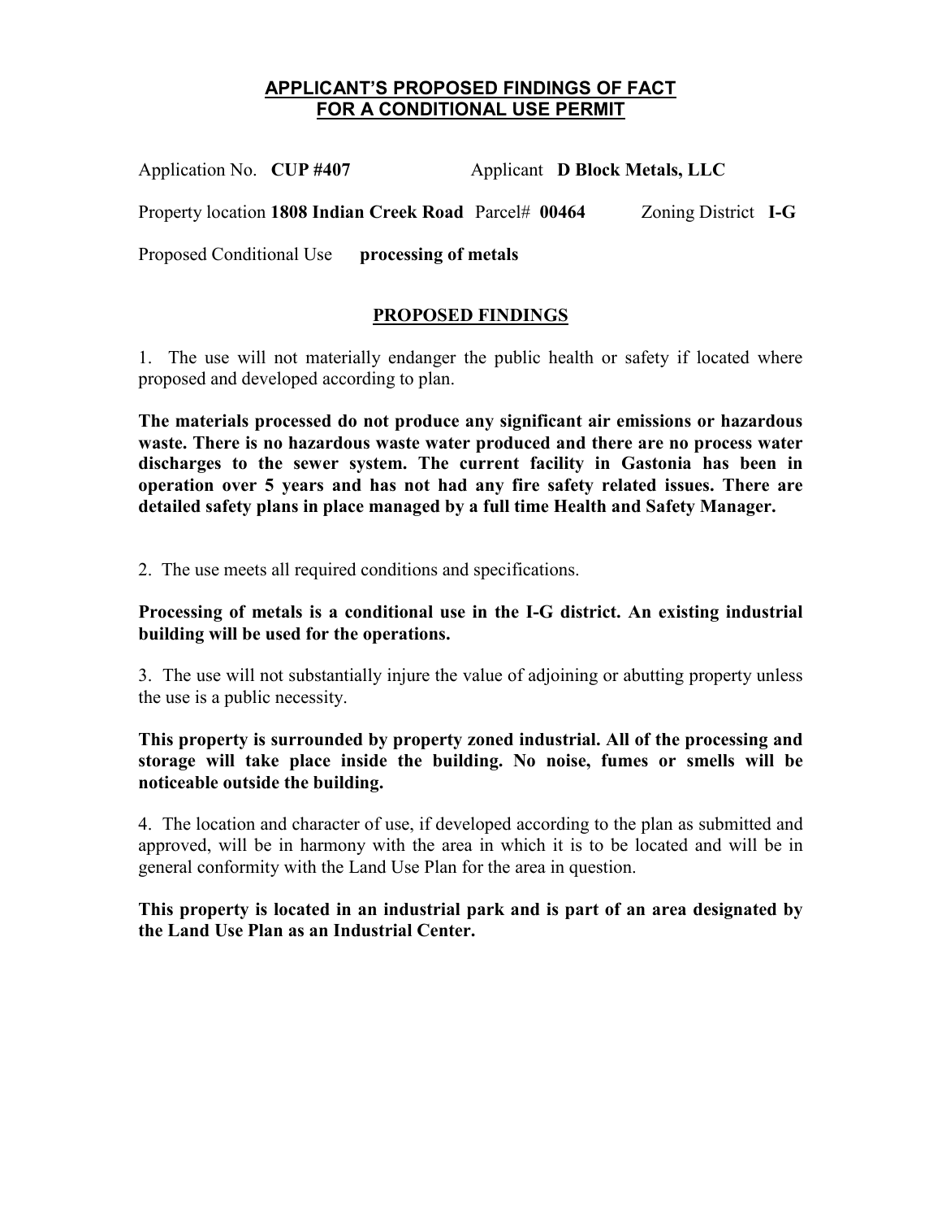# APPLICANT'S PROPOSED FINDINGS OF FACT FOR A CONDITIONAL USE PERMIT

Application No. **CUP #407** Applicant **D Block Metals, LLC**

Property location **1808 Indian Creek Road** Parcel# **00464** Zoning District **I-G**

Proposed Conditional Use **processing of metals**

## PROPOSED FINDINGS

1. The use will not materially endanger the public health or safety if located where proposed and developed according to plan.

**The materials processed do not produce any significant air emissions or hazardous waste. There is no hazardous waste water produced and there are no process water discharges to the sewer system. The current facility in Gastonia has been in operation over 5 years and has not had any fire safety related issues. There are detailed safety plans in place managed by a full time Health and Safety Manager.**

2. The use meets all required conditions and specifications.

**Processing of metals is a conditional use in the I-G district. An existing industrial building will be used for the operations.**

3. The use will not substantially injure the value of adjoining or abutting property unless the use is a public necessity.

**This property is surrounded by property zoned industrial. All of the processing and storage will take place inside the building. No noise, fumes or smells will be noticeable outside the building.**

4. The location and character of use, if developed according to the plan as submitted and approved, will be in harmony with the area in which it is to be located and will be in general conformity with the Land Use Plan for the area in question.

**This property is located in an industrial park and is part of an area designated by the Land Use Plan as an Industrial Center.**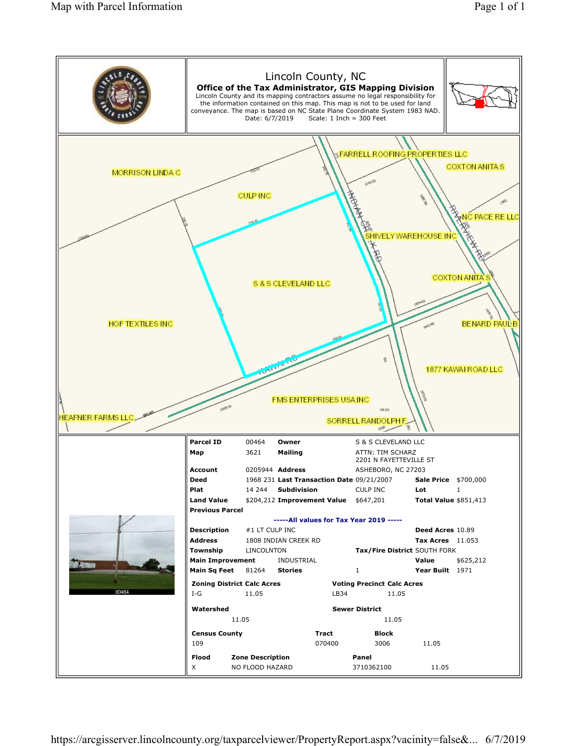# Lincoln County, NC

**Office of the Tax Administrator, GIS Mapping Division**

Lincoln County and its mapping contractors assume no legal responsibility for the information contained on this map. This map is not to be used for land conveyance. The map is based on NC State Plane Coordinate System 1983 NAD.

Date: 6/7/2019 Scale: 1 Inch = 300 Feet

MORRISON LINDA C
CULP INC
FARRELL ROOFING PROPERTIES LLC
COXTON ANITA S
NC PACE RE LLC
SHIVELY WAREHOUSE INC
INDIAN CREEK RD
RIVERVIEW RD
S & S CLEVELAND LLC
COXTON ANITA S
HOF TEXTILES INC
BENARD PAUL B
KAWAI RD
1877 KAWAI ROAD LLC
FMS ENTERPRISES USA INC
HEAFNER FARMS LLC
SORRELL RANDOLPH F

| | | | | | |
|---|---|---|---|---|---|
| **Parcel ID** | 00464 | **Owner** | S & S CLEVELAND LLC | | |
| **Map** | 3621 | **Mailing** | ATTN: TIM SCHARZ<br>2201 N FAYETTEVILLE ST | | |
| **Account** | 0205944 | **Address** | ASHEBORO, NC 27203 | | |
| **Deed** | 1968 231 | **Last Transaction Date** | 09/21/2007 | **Sale Price** | $700,000 |
| **Plat** | 14 244 | **Subdivision** | CULP INC | **Lot** | 1 |
| **Land Value** | $204,212 | **Improvement Value** | $647,201 | **Total Value** | $851,413 |
| **Previous Parcel** | | | | | |

**-----All values for Tax Year 2019 -----**

| | | | | |
|---|---|---|---|---|
| **Description** | #1 LT CULP INC | | **Deed Acres** | 10.89 |
| **Address** | 1808 INDIAN CREEK RD | | **Tax Acres** | 11.053 |
| **Township** | LINCOLNTON | **Tax/Fire District** SOUTH FORK | | |
| **Main Improvement** | INDUSTRIAL | | **Value** | $625,212 |
| **Main Sq Feet** | 81264 | **Stories** 1 | **Year Built** | 1971 |

| **Zoning District** | **Calc Acres** | **Voting Precinct** | **Calc Acres** |
|---|---|---|---|
| I-G | 11.05 | LB34 | 11.05 |

| **Watershed** | | **Sewer District** | |
|---|---|---|---|
| | 11.05 | | 11.05 |

| **Census County** | **Tract** | **Block** | |
|---|---|---|---|
| 109 | 070400 | 3006 | 11.05 |

| **Flood** | **Zone Description** | **Panel** | |
|---|---|---|---|
| X | NO FLOOD HAZARD | 3710362100 | 11.05 |

00464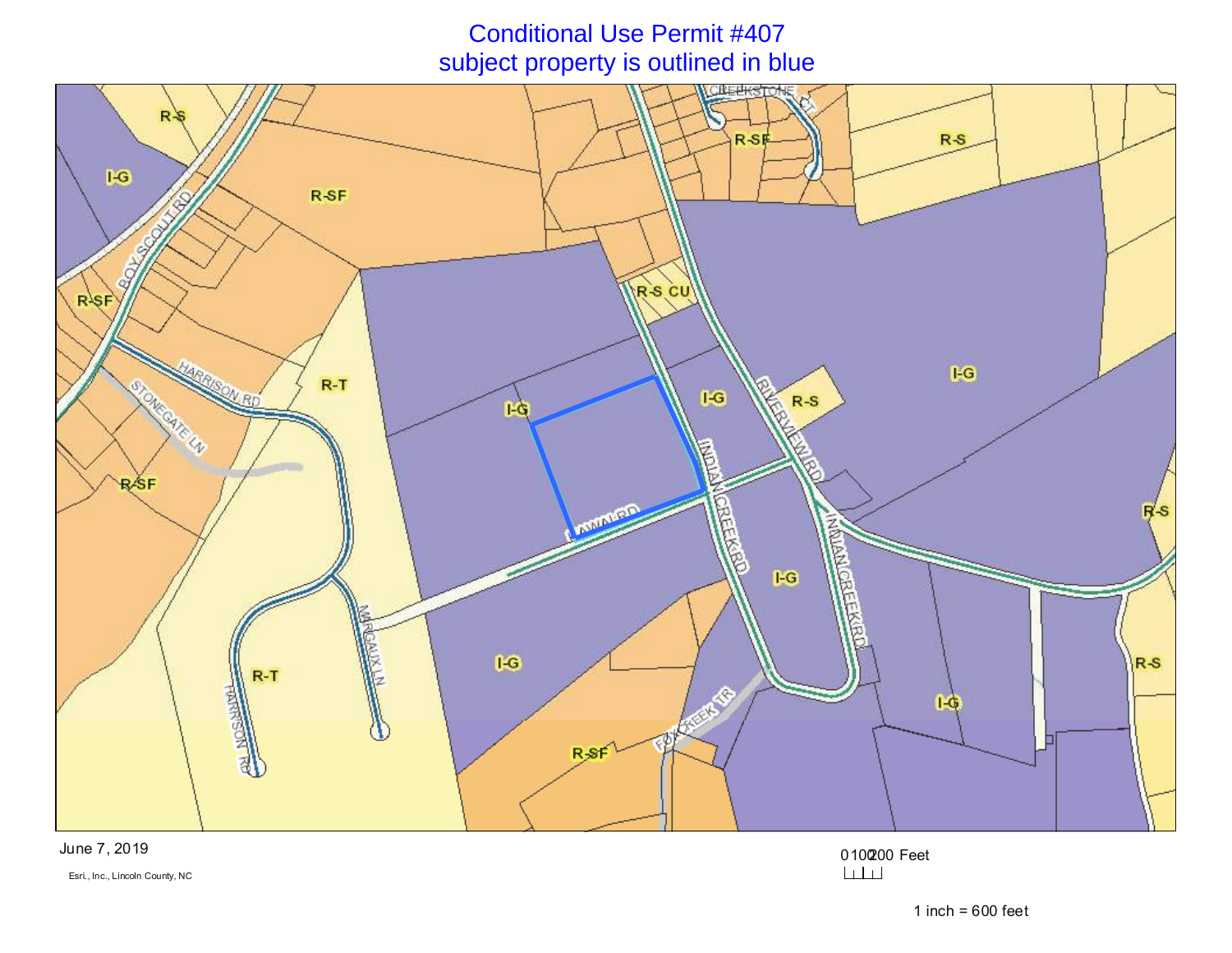# Conditional Use Permit #407

subject property is outlined in blue

R-S

I-G

R-SF

CREEKSTONE CT

R-SF

R-S

R-SF

BOY SCOUT RD

R-SF

R-S CU

HARRISON RD

R-T

STONEGATE LN

I-G

I-G

R-S

RIVERVIEW RD

I-G

R-S

R-SF

LAWAI RD

INDIAN CREEK RD

I-G

INDIAN CREEK RD

MARGAUX LN

I-G

R-S

R-T

HARRISON RD

FOXCREEK TR

I-G

R-SF

June 7, 2019

Esri., Inc., Lincoln County, NC

0 100 200 Feet

1 inch = 600 feet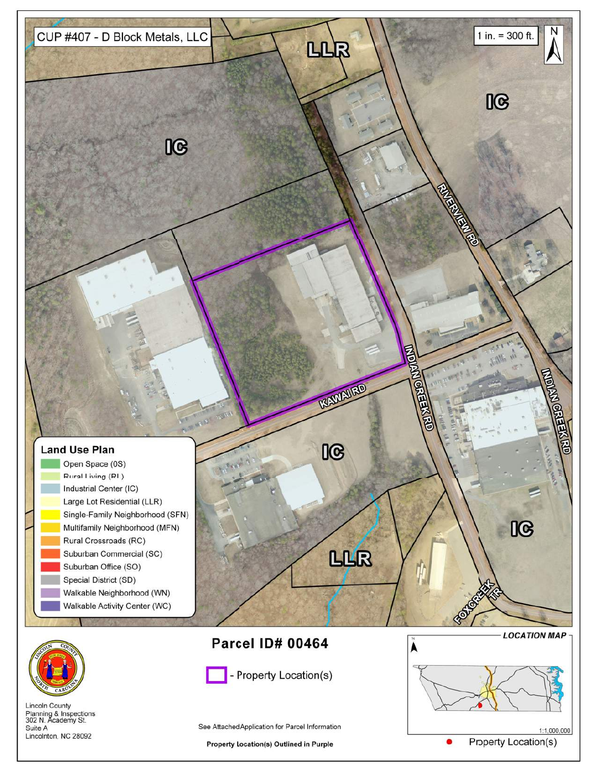CUP #407 - D Block Metals, LLC

1 in. = 300 ft.

N

LLR

IC

IC

RIVERVIEW RD

INDIAN CREEK RD

KAWAI RD

INDIAN CREEK RD

IC

IC

LLR

FOXCREEK TR

**Land Use Plan**

- Open Space (OS)
- Rural Living (RL)
- Industrial Center (IC)
- Large Lot Residential (LLR)
- Single-Family Neighborhood (SFN)
- Multifamily Neighborhood (MFN)
- Rural Crossroads (RC)
- Suburban Commercial (SC)
- Suburban Office (SO)
- Special District (SD)
- Walkable Neighborhood (WN)
- Walkable Activity Center (WC)

## Parcel ID# 00464

- Property Location(s)

See Attached Application for Parcel Information

**Property Location(s) Outlined in Purple**

LOCATION MAP

1:1,000,000

Property Location(s)

Lincoln County
Planning & Inspections
302 N. Academy St.
Suite A
Lincolnton, NC 28092